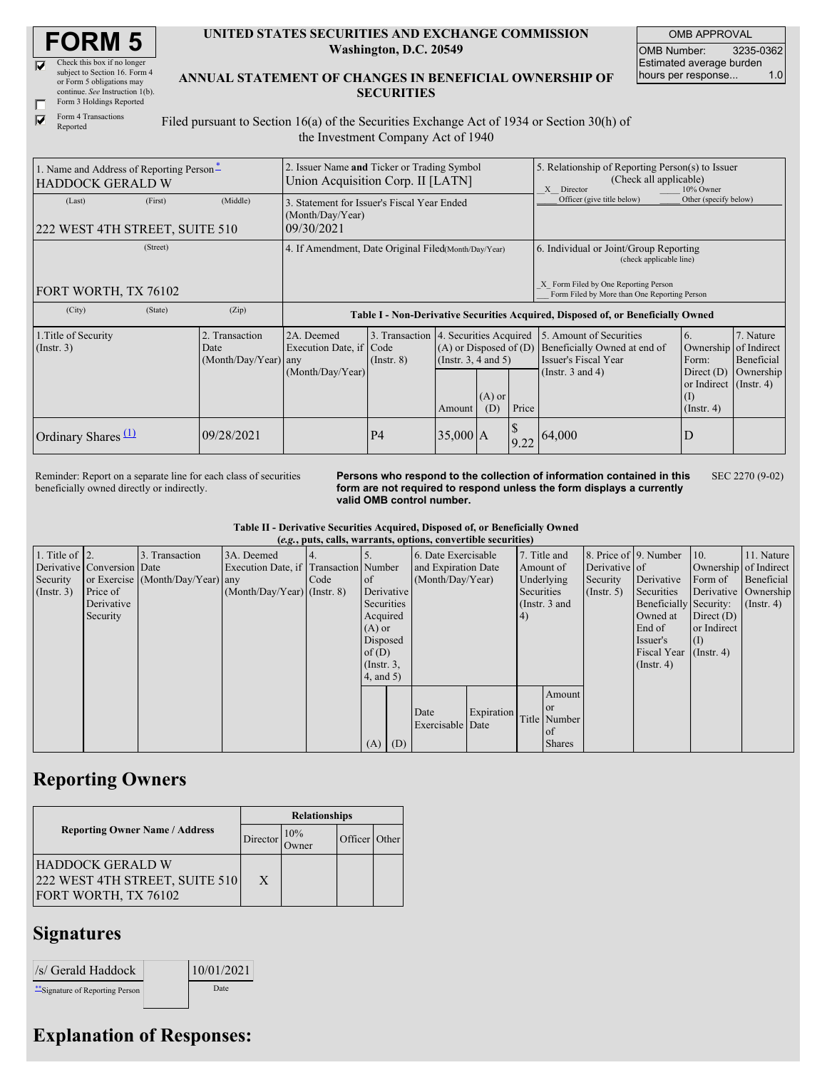# FORM 5

☑ Check this box if no longer subject to Section 16. Form 4 or Form 5 obligations may continue. *See* Instruction 1(b).

☐ Form 3 Holdings Reported

☑ Form 4 Transactions Reported

**UNITED STATES SECURITIES AND EXCHANGE COMMISSION**
**Washington, D.C. 20549**

**ANNUAL STATEMENT OF CHANGES IN BENEFICIAL OWNERSHIP OF SECURITIES**

| OMB APPROVAL | |
|---|---|
| OMB Number: | 3235-0362 |
| Estimated average burden hours per response... | 1.0 |

Filed pursuant to Section 16(a) of the Securities Exchange Act of 1934 or Section 30(h) of the Investment Company Act of 1940

| 1. Name and Address of Reporting Person* | 2. Issuer Name and Ticker or Trading Symbol | 5. Relationship of Reporting Person(s) to Issuer (Check all applicable) |
|---|---|---|
| HADDOCK GERALD W | Union Acquisition Corp. II [LATN] | X Director ___ 10% Owner ___ Officer (give title below) ___ Other (specify below) |
| (Last) (First) (Middle) 222 WEST 4TH STREET, SUITE 510 | 3. Statement for Issuer's Fiscal Year Ended (Month/Day/Year) 09/30/2021 | |
| (Street) FORT WORTH, TX 76102 | 4. If Amendment, Date Original Filed (Month/Day/Year) | 6. Individual or Joint/Group Reporting (check applicable line) X Form Filed by One Reporting Person ___ Form Filed by More than One Reporting Person |
| (City) (State) (Zip) | | |

**Table I - Non-Derivative Securities Acquired, Disposed of, or Beneficially Owned**

| 1.Title of Security (Instr. 3) | 2. Transaction Date (Month/Day/Year) | 2A. Deemed Execution Date, if any (Month/Day/Year) | 3. Transaction Code (Instr. 8) | 4. Securities Acquired (A) or Disposed of (D) (Instr. 3, 4 and 5) | | | 5. Amount of Securities Beneficially Owned at end of Issuer's Fiscal Year (Instr. 3 and 4) | 6. Ownership Form: Direct (D) or Indirect (I) (Instr. 4) | 7. Nature of Indirect Beneficial Ownership (Instr. 4) |
|---|---|---|---|---|---|---|---|---|---|
| | | | | Amount | (A) or (D) | Price | | | |
| Ordinary Shares (1) | 09/28/2021 | | P4 | 35,000 | A | $ 9.22 | 64,000 | D | |

Reminder: Report on a separate line for each class of securities beneficially owned directly or indirectly.

**Persons who respond to the collection of information contained in this form are not required to respond unless the form displays a currently valid OMB control number.**

SEC 2270 (9-02)

**Table II - Derivative Securities Acquired, Disposed of, or Beneficially Owned**
**(*e.g.*, puts, calls, warrants, options, convertible securities)**

| 1. Title of Derivative Security (Instr. 3) | 2. Conversion or Exercise Price of Derivative Security | 3. Transaction Date (Month/Day/Year) | 3A. Deemed Execution Date, if any (Month/Day/Year) | 4. Transaction Code (Instr. 8) | 5. Number of Derivative Securities Acquired (A) or Disposed of (D) (Instr. 3, 4, and 5) | | 6. Date Exercisable and Expiration Date (Month/Day/Year) | | 7. Title and Amount of Underlying Securities (Instr. 3 and 4) | | 8. Price of Derivative Security (Instr. 5) | 9. Number of Derivative Securities Beneficially Owned at End of Issuer's Fiscal Year (Instr. 4) | 10. Ownership Form of Derivative Security: Direct (D) or Indirect (I) (Instr. 4) | 11. Nature of Indirect Beneficial Ownership (Instr. 4) |
|---|---|---|---|---|---|---|---|---|---|---|---|---|---|---|
| | | | | | (A) | (D) | Date Exercisable | Expiration Date | Title | Amount or Number of Shares | | | | |

## Reporting Owners

| Reporting Owner Name / Address | Relationships | | | |
|---|---|---|---|---|
| | Director | 10% Owner | Officer | Other |
| HADDOCK GERALD W 222 WEST 4TH STREET, SUITE 510 FORT WORTH, TX 76102 | X | | | |

## Signatures

| /s/ Gerald Haddock | | 10/01/2021 |
|---|---|---|
| **Signature of Reporting Person | | Date |

## Explanation of Responses: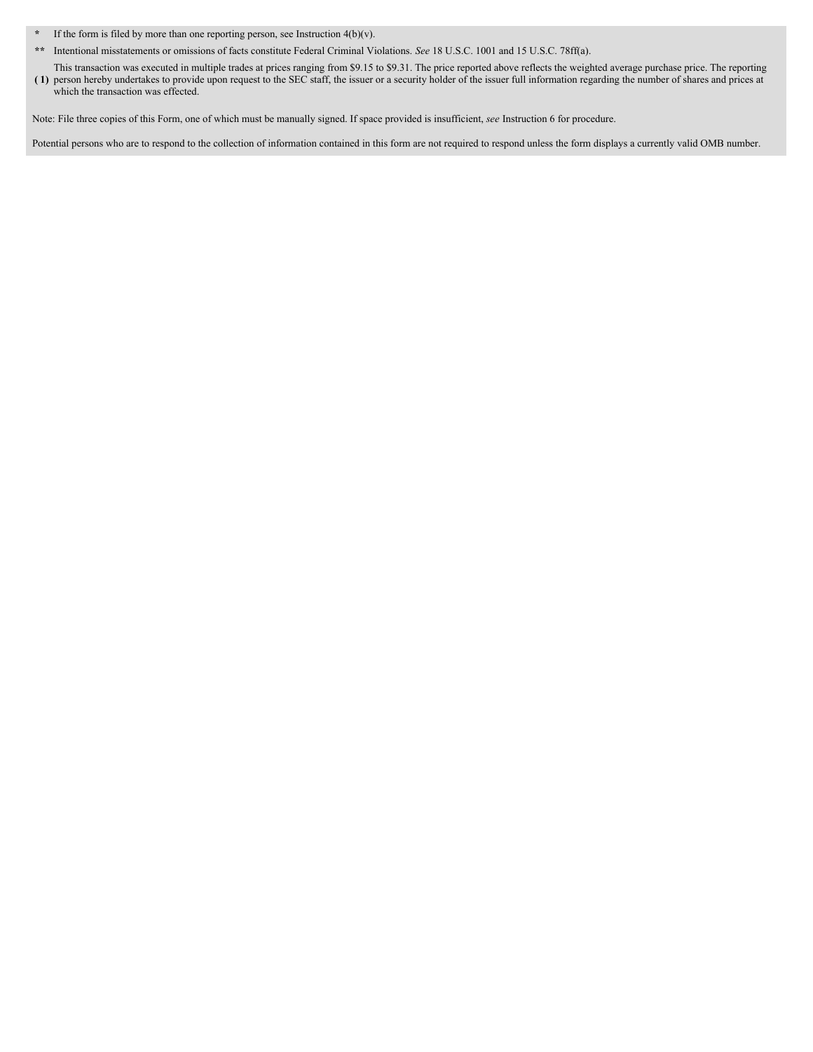\* If the form is filed by more than one reporting person, see Instruction 4(b)(v).

\*\* Intentional misstatements or omissions of facts constitute Federal Criminal Violations. *See* 18 U.S.C. 1001 and 15 U.S.C. 78ff(a).

**( 1)** This transaction was executed in multiple trades at prices ranging from $9.15 to $9.31. The price reported above reflects the weighted average purchase price. The reporting person hereby undertakes to provide upon request to the SEC staff, the issuer or a security holder of the issuer full information regarding the number of shares and prices at which the transaction was effected.

Note: File three copies of this Form, one of which must be manually signed. If space provided is insufficient, *see* Instruction 6 for procedure.

Potential persons who are to respond to the collection of information contained in this form are not required to respond unless the form displays a currently valid OMB number.